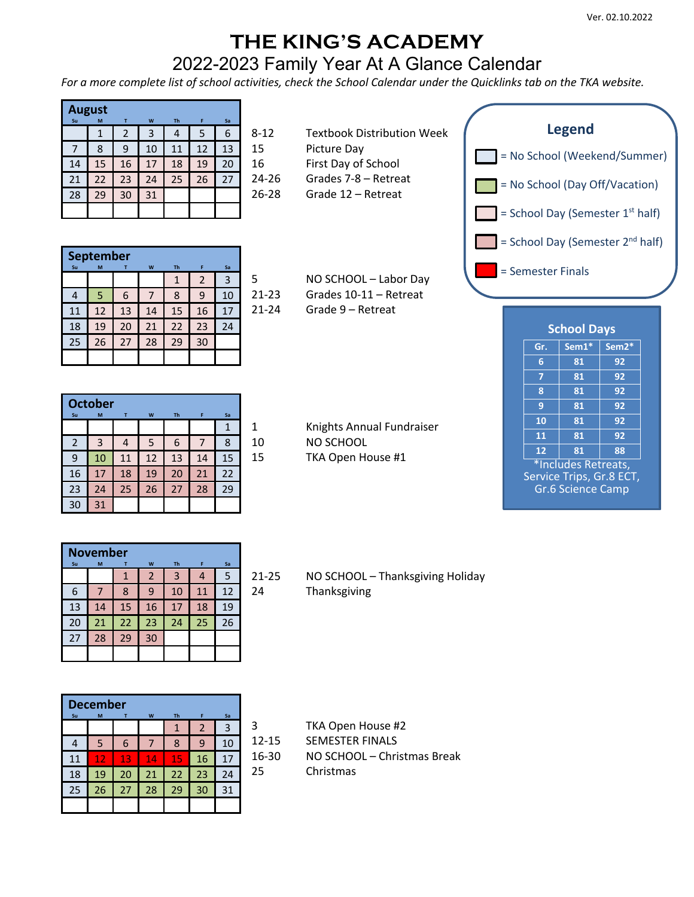Ver. 02.10.2022

# THE KING'S ACADEMY

## 2022-2023 Family Year At A Glance Calendar

*For a more complete list of school activities, check the School Calendar under the Quicklinks tab on the TKA website.*

### August

| Su | M | T | W | Th | F | Sa |
|---|---|---|---|---|---|---|
| | 1 | 2 | 3 | 4 | 5 | 6 |
| 7 | 8 | 9 | 10 | 11 | 12 | 13 |
| 14 | 15 | 16 | 17 | 18 | 19 | 20 |
| 21 | 22 | 23 | 24 | 25 | 26 | 27 |
| 28 | 29 | 30 | 31 | | | |

8-12 Textbook Distribution Week
15 Picture Day
16 First Day of School
24-26 Grades 7-8 – Retreat
26-28 Grade 12 – Retreat

### September

| Su | M | T | W | Th | F | Sa |
|---|---|---|---|---|---|---|
| | | | | 1 | 2 | 3 |
| 4 | 5 | 6 | 7 | 8 | 9 | 10 |
| 11 | 12 | 13 | 14 | 15 | 16 | 17 |
| 18 | 19 | 20 | 21 | 22 | 23 | 24 |
| 25 | 26 | 27 | 28 | 29 | 30 | |

5 NO SCHOOL – Labor Day
21-23 Grades 10-11 – Retreat
21-24 Grade 9 – Retreat

### October

| Su | M | T | W | Th | F | Sa |
|---|---|---|---|---|---|---|
| | | | | | | 1 |
| 2 | 3 | 4 | 5 | 6 | 7 | 8 |
| 9 | 10 | 11 | 12 | 13 | 14 | 15 |
| 16 | 17 | 18 | 19 | 20 | 21 | 22 |
| 23 | 24 | 25 | 26 | 27 | 28 | 29 |
| 30 | 31 | | | | | |

1 Knights Annual Fundraiser
10 NO SCHOOL
15 TKA Open House #1

### November

| Su | M | T | W | Th | F | Sa |
|---|---|---|---|---|---|---|
| | | 1 | 2 | 3 | 4 | 5 |
| 6 | 7 | 8 | 9 | 10 | 11 | 12 |
| 13 | 14 | 15 | 16 | 17 | 18 | 19 |
| 20 | 21 | 22 | 23 | 24 | 25 | 26 |
| 27 | 28 | 29 | 30 | | | |

21-25 NO SCHOOL – Thanksgiving Holiday
24 Thanksgiving

### December

| Su | M | T | W | Th | F | Sa |
|---|---|---|---|---|---|---|
| | | | | 1 | 2 | 3 |
| 4 | 5 | 6 | 7 | 8 | 9 | 10 |
| 11 | 12 | 13 | 14 | 15 | 16 | 17 |
| 18 | 19 | 20 | 21 | 22 | 23 | 24 |
| 25 | 26 | 27 | 28 | 29 | 30 | 31 |

3 TKA Open House #2
12-15 SEMESTER FINALS
16-30 NO SCHOOL – Christmas Break
25 Christmas

### Legend

- = No School (Weekend/Summer)
- = No School (Day Off/Vacation)
- = School Day (Semester 1st half)
- = School Day (Semester 2nd half)
- = Semester Finals

### School Days

| Gr. | Sem1* | Sem2* |
|---|---|---|
| 6 | 81 | 92 |
| 7 | 81 | 92 |
| 8 | 81 | 92 |
| 9 | 81 | 92 |
| 10 | 81 | 92 |
| 11 | 81 | 92 |
| 12 | 81 | 88 |

*Includes Retreats, Service Trips, Gr.8 ECT, Gr.6 Science Camp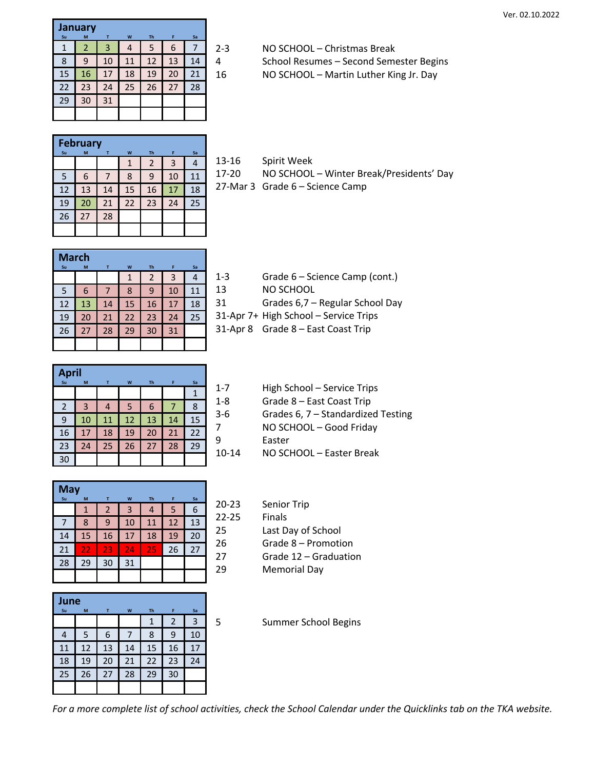Ver. 02.10.2022

## January

| Su | M | T | W | Th | F | Sa |
|---|---|---|---|---|---|---|
| 1 | 2 | 3 | 4 | 5 | 6 | 7 |
| 8 | 9 | 10 | 11 | 12 | 13 | 14 |
| 15 | 16 | 17 | 18 | 19 | 20 | 21 |
| 22 | 23 | 24 | 25 | 26 | 27 | 28 |
| 29 | 30 | 31 | | | | |

| | |
|---|---|
| 2-3 | NO SCHOOL – Christmas Break |
| 4 | School Resumes – Second Semester Begins |
| 16 | NO SCHOOL – Martin Luther King Jr. Day |

## February

| Su | M | T | W | Th | F | Sa |
|---|---|---|---|---|---|---|
| | | | 1 | 2 | 3 | 4 |
| 5 | 6 | 7 | 8 | 9 | 10 | 11 |
| 12 | 13 | 14 | 15 | 16 | 17 | 18 |
| 19 | 20 | 21 | 22 | 23 | 24 | 25 |
| 26 | 27 | 28 | | | | |

| | |
|---|---|
| 13-16 | Spirit Week |
| 17-20 | NO SCHOOL – Winter Break/Presidents' Day |
| 27-Mar 3 | Grade 6 – Science Camp |

## March

| Su | M | T | W | Th | F | Sa |
|---|---|---|---|---|---|---|
| | | | 1 | 2 | 3 | 4 |
| 5 | 6 | 7 | 8 | 9 | 10 | 11 |
| 12 | 13 | 14 | 15 | 16 | 17 | 18 |
| 19 | 20 | 21 | 22 | 23 | 24 | 25 |
| 26 | 27 | 28 | 29 | 30 | 31 | |

| | |
|---|---|
| 1-3 | Grade 6 – Science Camp (cont.) |
| 13 | NO SCHOOL |
| 31 | Grades 6,7 – Regular School Day |
| 31-Apr 7+ | High School – Service Trips |
| 31-Apr 8 | Grade 8 – East Coast Trip |

## April

| Su | M | T | W | Th | F | Sa |
|---|---|---|---|---|---|---|
| | | | | | | 1 |
| 2 | 3 | 4 | 5 | 6 | 7 | 8 |
| 9 | 10 | 11 | 12 | 13 | 14 | 15 |
| 16 | 17 | 18 | 19 | 20 | 21 | 22 |
| 23 | 24 | 25 | 26 | 27 | 28 | 29 |
| 30 | | | | | | |

| | |
|---|---|
| 1-7 | High School – Service Trips |
| 1-8 | Grade 8 – East Coast Trip |
| 3-6 | Grades 6, 7 – Standardized Testing |
| 7 | NO SCHOOL – Good Friday |
| 9 | Easter |
| 10-14 | NO SCHOOL – Easter Break |

## May

| Su | M | T | W | Th | F | Sa |
|---|---|---|---|---|---|---|
| | 1 | 2 | 3 | 4 | 5 | 6 |
| 7 | 8 | 9 | 10 | 11 | 12 | 13 |
| 14 | 15 | 16 | 17 | 18 | 19 | 20 |
| 21 | 22 | 23 | 24 | 25 | 26 | 27 |
| 28 | 29 | 30 | 31 | | | |

| | |
|---|---|
| 20-23 | Senior Trip |
| 22-25 | Finals |
| 25 | Last Day of School |
| 26 | Grade 8 – Promotion |
| 27 | Grade 12 – Graduation |
| 29 | Memorial Day |

## June

| Su | M | T | W | Th | F | Sa |
|---|---|---|---|---|---|---|
| | | | | 1 | 2 | 3 |
| 4 | 5 | 6 | 7 | 8 | 9 | 10 |
| 11 | 12 | 13 | 14 | 15 | 16 | 17 |
| 18 | 19 | 20 | 21 | 22 | 23 | 24 |
| 25 | 26 | 27 | 28 | 29 | 30 | |

| | |
|---|---|
| 5 | Summer School Begins |

*For a more complete list of school activities, check the School Calendar under the Quicklinks tab on the TKA website.*